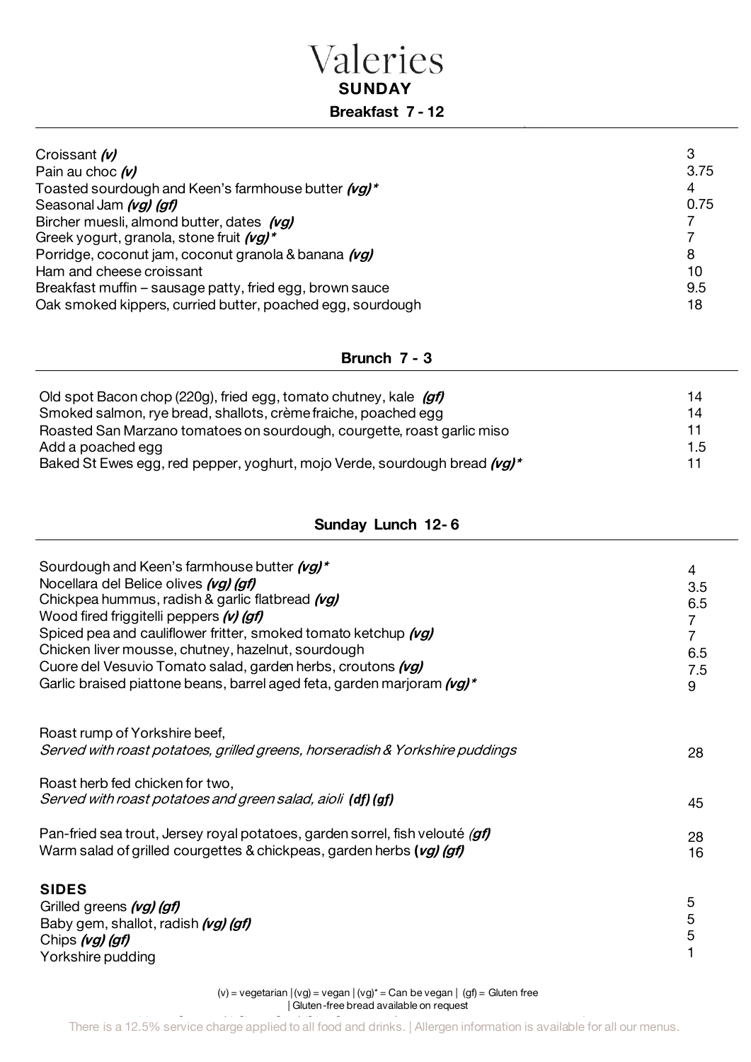# Valeries

## SUNDAY

### Breakfast 7 - 12

| | |
|---|---|
| Croissant ***(v)*** | 3 |
| Pain au choc ***(v)*** | 3.75 |
| Toasted sourdough and Keen's farmhouse butter ***(vg)**** | 4 |
| Seasonal Jam ***(vg) (gf)*** | 0.75 |
| Bircher muesli, almond butter, dates ***(vg)*** | 7 |
| Greek yogurt, granola, stone fruit ***(vg)**** | 7 |
| Porridge, coconut jam, coconut granola & banana ***(vg)*** | 8 |
| Ham and cheese croissant | 10 |
| Breakfast muffin – sausage patty, fried egg, brown sauce | 9.5 |
| Oak smoked kippers, curried butter, poached egg, sourdough | 18 |

### Brunch 7 - 3

| | |
|---|---|
| Old spot Bacon chop (220g), fried egg, tomato chutney, kale ***(gf)*** | 14 |
| Smoked salmon, rye bread, shallots, crème fraiche, poached egg | 14 |
| Roasted San Marzano tomatoes on sourdough, courgette, roast garlic miso | 11 |
| Add a poached egg | 1.5 |
| Baked St Ewes egg, red pepper, yoghurt, mojo Verde, sourdough bread ***(vg)**** | 11 |

### Sunday Lunch 12- 6

| | |
|---|---|
| Sourdough and Keen's farmhouse butter ***(vg)**** | 4 |
| Nocellara del Belice olives ***(vg) (gf)*** | 3.5 |
| Chickpea hummus, radish & garlic flatbread ***(vg)*** | 6.5 |
| Wood fired friggitelli peppers ***(v) (gf)*** | 7 |
| Spiced pea and cauliflower fritter, smoked tomato ketchup ***(vg)*** | 7 |
| Chicken liver mousse, chutney, hazelnut, sourdough | 6.5 |
| Cuore del Vesuvio Tomato salad, garden herbs, croutons ***(vg)*** | 7.5 |
| Garlic braised piattone beans, barrel aged feta, garden marjoram ***(vg)**** | 9 |

| | |
|---|---|
| Roast rump of Yorkshire beef,<br>*Served with roast potatoes, grilled greens, horseradish & Yorkshire puddings* | 28 |
| Roast herb fed chicken for two,<br>*Served with roast potatoes and green salad, aioli* **(df) (gf)** | 45 |
| Pan-fried sea trout, Jersey royal potatoes, garden sorrel, fish velouté ***(gf)*** | 28 |
| Warm salad of grilled courgettes & chickpeas, garden herbs ***(vg) (gf)*** | 16 |

**SIDES**

| | |
|---|---|
| Grilled greens ***(vg) (gf)*** | 5 |
| Baby gem, shallot, radish ***(vg) (gf)*** | 5 |
| Chips ***(vg) (gf)*** | 5 |
| Yorkshire pudding | 1 |

(v) = vegetarian | (vg) = vegan | (vg)* = Can be vegan | (gf) = Gluten free | Gluten-free bread available on request

There is a 12.5% service charge applied to all food and drinks. | Allergen information is available for all our menus.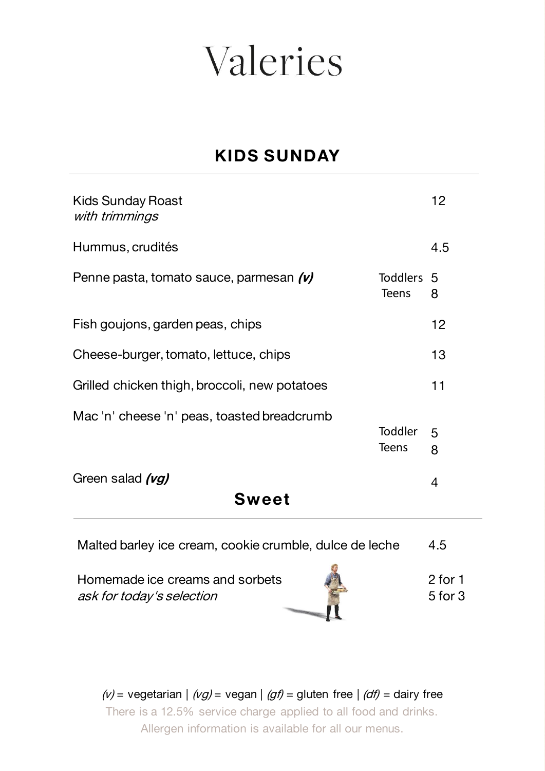# Valeries

## KIDS SUNDAY

| | | |
|---|---|---|
| Kids Sunday Roast<br>*with trimmings* | | 12 |
| Hummus, crudités | | 4.5 |
| Penne pasta, tomato sauce, parmesan ***(v)*** | Toddlers<br>Teens | 5<br>8 |
| Fish goujons, garden peas, chips | | 12 |
| Cheese-burger, tomato, lettuce, chips | | 13 |
| Grilled chicken thigh, broccoli, new potatoes | | 11 |
| Mac 'n' cheese 'n' peas, toasted breadcrumb | Toddler<br>Teens | 5<br>8 |
| Green salad ***(vg)*** | | 4 |

## Sweet

| | |
|---|---|
| Malted barley ice cream, cookie crumble, dulce de leche | 4.5 |
| Homemade ice creams and sorbets<br>*ask for today's selection* | 2 for 1<br>5 for 3 |

*(v)* = vegetarian | *(vg)* = vegan | *(gf)* = gluten free | *(df)* = dairy free

There is a 12.5% service charge applied to all food and drinks.

Allergen information is available for all our menus.